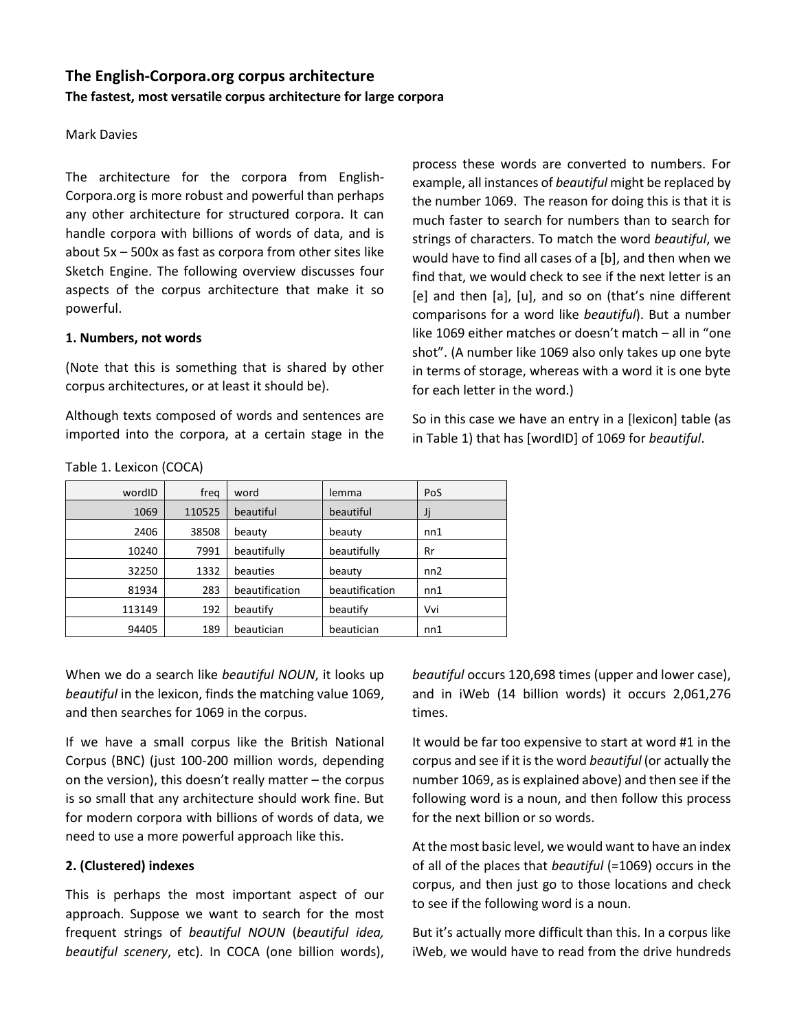# The English-Corpora.org corpus architecture

**The fastest, most versatile corpus architecture for large corpora**

Mark Davies

The architecture for the corpora from English-Corpora.org is more robust and powerful than perhaps any other architecture for structured corpora. It can handle corpora with billions of words of data, and is about 5x – 500x as fast as corpora from other sites like Sketch Engine. The following overview discusses four aspects of the corpus architecture that make it so powerful.

**1. Numbers, not words**

(Note that this is something that is shared by other corpus architectures, or at least it should be).

Although texts composed of words and sentences are imported into the corpora, at a certain stage in the process these words are converted to numbers. For example, all instances of *beautiful* might be replaced by the number 1069. The reason for doing this is that it is much faster to search for numbers than to search for strings of characters. To match the word *beautiful*, we would have to find all cases of a [b], and then when we find that, we would check to see if the next letter is an [e] and then [a], [u], and so on (that's nine different comparisons for a word like *beautiful*). But a number like 1069 either matches or doesn't match – all in "one shot". (A number like 1069 also only takes up one byte in terms of storage, whereas with a word it is one byte for each letter in the word.)

So in this case we have an entry in a [lexicon] table (as in Table 1) that has [wordID] of 1069 for *beautiful*.

Table 1. Lexicon (COCA)

| wordID | freq | word | lemma | PoS |
|---:|---:|---|---|---|
| 1069 | 110525 | beautiful | beautiful | Jj |
| 2406 | 38508 | beauty | beauty | nn1 |
| 10240 | 7991 | beautifully | beautifully | Rr |
| 32250 | 1332 | beauties | beauty | nn2 |
| 81934 | 283 | beautification | beautification | nn1 |
| 113149 | 192 | beautify | beautify | Vvi |
| 94405 | 189 | beautician | beautician | nn1 |

When we do a search like *beautiful NOUN*, it looks up *beautiful* in the lexicon, finds the matching value 1069, and then searches for 1069 in the corpus.

If we have a small corpus like the British National Corpus (BNC) (just 100-200 million words, depending on the version), this doesn't really matter – the corpus is so small that any architecture should work fine. But for modern corpora with billions of words of data, we need to use a more powerful approach like this.

**2. (Clustered) indexes**

This is perhaps the most important aspect of our approach. Suppose we want to search for the most frequent strings of *beautiful NOUN* (*beautiful idea, beautiful scenery*, etc). In COCA (one billion words), *beautiful* occurs 120,698 times (upper and lower case), and in iWeb (14 billion words) it occurs 2,061,276 times.

It would be far too expensive to start at word #1 in the corpus and see if it is the word *beautiful* (or actually the number 1069, as is explained above) and then see if the following word is a noun, and then follow this process for the next billion or so words.

At the most basic level, we would want to have an index of all of the places that *beautiful* (=1069) occurs in the corpus, and then just go to those locations and check to see if the following word is a noun.

But it's actually more difficult than this. In a corpus like iWeb, we would have to read from the drive hundreds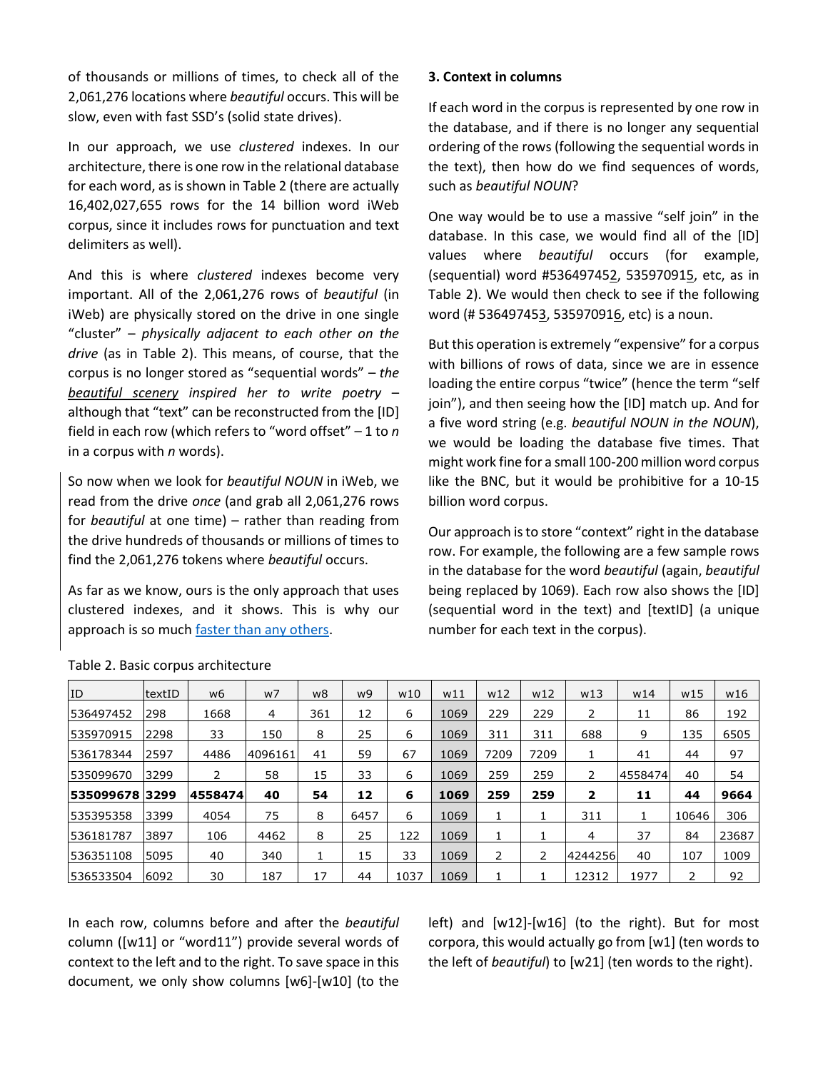of thousands or millions of times, to check all of the 2,061,276 locations where *beautiful* occurs. This will be slow, even with fast SSD's (solid state drives).

In our approach, we use *clustered* indexes. In our architecture, there is one row in the relational database for each word, as is shown in Table 2 (there are actually 16,402,027,655 rows for the 14 billion word iWeb corpus, since it includes rows for punctuation and text delimiters as well).

And this is where *clustered* indexes become very important. All of the 2,061,276 rows of *beautiful* (in iWeb) are physically stored on the drive in one single "cluster" – *physically adjacent to each other on the drive* (as in Table 2). This means, of course, that the corpus is no longer stored as "sequential words" – *the* *__beautiful scenery__* *inspired her to write poetry* – although that "text" can be reconstructed from the [ID] field in each row (which refers to "word offset" – 1 to *n* in a corpus with *n* words).

So now when we look for *beautiful NOUN* in iWeb, we read from the drive *once* (and grab all 2,061,276 rows for *beautiful* at one time) – rather than reading from the drive hundreds of thousands or millions of times to find the 2,061,276 tokens where *beautiful* occurs.

As far as we know, ours is the only approach that uses clustered indexes, and it shows. This is why our approach is so much faster than any others.

Table 2. Basic corpus architecture

| ID | textID | w6 | w7 | w8 | w9 | w10 | w11 | w12 | w12 | w13 | w14 | w15 | w16 |
|---|---|---|---|---|---|---|---|---|---|---|---|---|---|
| 536497452 | 298 | 1668 | 4 | 361 | 12 | 6 | 1069 | 229 | 229 | 2 | 11 | 86 | 192 |
| 535970915 | 2298 | 33 | 150 | 8 | 25 | 6 | 1069 | 311 | 311 | 688 | 9 | 135 | 6505 |
| 536178344 | 2597 | 4486 | 4096161 | 41 | 59 | 67 | 1069 | 7209 | 7209 | 1 | 41 | 44 | 97 |
| 535099670 | 3299 | 2 | 58 | 15 | 33 | 6 | 1069 | 259 | 259 | 2 | 4558474 | 40 | 54 |
| **535099678** | **3299** | **4558474** | **40** | **54** | **12** | **6** | **1069** | **259** | **259** | **2** | **11** | **44** | **9664** |
| 535395358 | 3399 | 4054 | 75 | 8 | 6457 | 6 | 1069 | 1 | 1 | 311 | 1 | 10646 | 306 |
| 536181787 | 3897 | 106 | 4462 | 8 | 25 | 122 | 1069 | 1 | 1 | 4 | 37 | 84 | 23687 |
| 536351108 | 5095 | 40 | 340 | 1 | 15 | 33 | 1069 | 2 | 2 | 4244256 | 40 | 107 | 1009 |
| 536533504 | 6092 | 30 | 187 | 17 | 44 | 1037 | 1069 | 1 | 1 | 12312 | 1977 | 2 | 92 |

### 3. Context in columns

If each word in the corpus is represented by one row in the database, and if there is no longer any sequential ordering of the rows (following the sequential words in the text), then how do we find sequences of words, such as *beautiful NOUN*?

One way would be to use a massive "self join" in the database. In this case, we would find all of the [ID] values where *beautiful* occurs (for example, (sequential) word #53649745<u>2</u>, 53597091<u>5</u>, etc, as in Table 2). We would then check to see if the following word (# 53649745<u>3</u>, 53597091<u>6</u>, etc) is a noun.

But this operation is extremely "expensive" for a corpus with billions of rows of data, since we are in essence loading the entire corpus "twice" (hence the term "self join"), and then seeing how the [ID] match up. And for a five word string (e.g. *beautiful NOUN in the NOUN*), we would be loading the database five times. That might work fine for a small 100-200 million word corpus like the BNC, but it would be prohibitive for a 10-15 billion word corpus.

Our approach is to store "context" right in the database row. For example, the following are a few sample rows in the database for the word *beautiful* (again, *beautiful* being replaced by 1069). Each row also shows the [ID] (sequential word in the text) and [textID] (a unique number for each text in the corpus).

In each row, columns before and after the *beautiful* column ([w11] or "word11") provide several words of context to the left and to the right. To save space in this document, we only show columns [w6]-[w10] (to the left) and [w12]-[w16] (to the right). But for most corpora, this would actually go from [w1] (ten words to the left of *beautiful*) to [w21] (ten words to the right).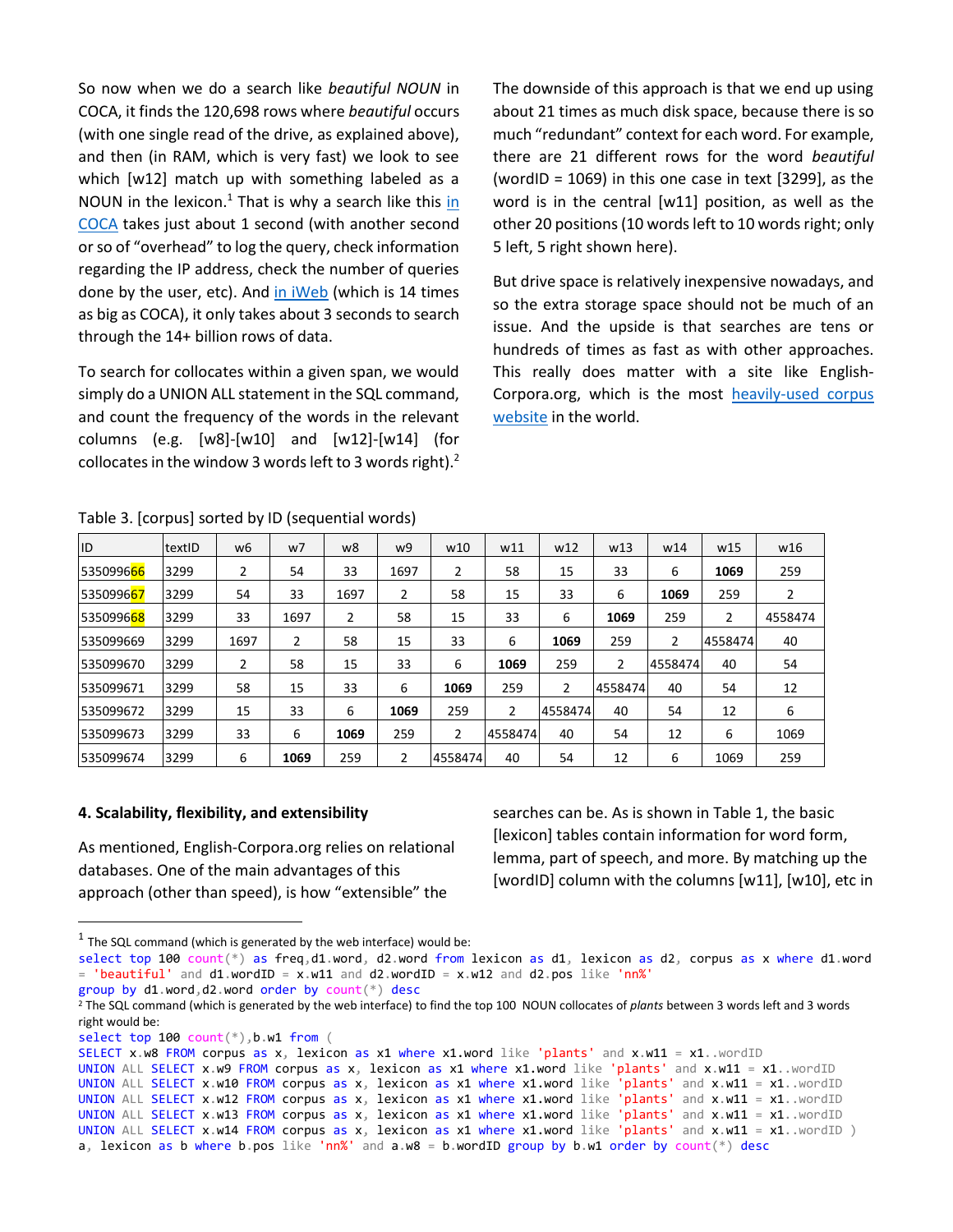So now when we do a search like *beautiful NOUN* in COCA, it finds the 120,698 rows where *beautiful* occurs (with one single read of the drive, as explained above), and then (in RAM, which is very fast) we look to see which [w12] match up with something labeled as a NOUN in the lexicon.[1] That is why a search like this in COCA takes just about 1 second (with another second or so of "overhead" to log the query, check information regarding the IP address, check the number of queries done by the user, etc). And in iWeb (which is 14 times as big as COCA), it only takes about 3 seconds to search through the 14+ billion rows of data.

To search for collocates within a given span, we would simply do a UNION ALL statement in the SQL command, and count the frequency of the words in the relevant columns (e.g. [w8]-[w10] and [w12]-[w14] (for collocates in the window 3 words left to 3 words right).[2]

The downside of this approach is that we end up using about 21 times as much disk space, because there is so much "redundant" context for each word. For example, there are 21 different rows for the word *beautiful* (wordID = 1069) in this one case in text [3299], as the word is in the central [w11] position, as well as the other 20 positions (10 words left to 10 words right; only 5 left, 5 right shown here).

But drive space is relatively inexpensive nowadays, and so the extra storage space should not be much of an issue. And the upside is that searches are tens or hundreds of times as fast as with other approaches. This really does matter with a site like English-Corpora.org, which is the most heavily-used corpus website in the world.

Table 3. [corpus] sorted by ID (sequential words)

| ID | textID | w6 | w7 | w8 | w9 | w10 | w11 | w12 | w13 | w14 | w15 | w16 |
|---|---|---|---|---|---|---|---|---|---|---|---|---|
| 535099666 | 3299 | 2 | 54 | 33 | 1697 | 2 | 58 | 15 | 33 | 6 | **1069** | 259 |
| 535099667 | 3299 | 54 | 33 | 1697 | 2 | 58 | 15 | 33 | 6 | **1069** | 259 | 2 |
| 535099668 | 3299 | 33 | 1697 | 2 | 58 | 15 | 33 | 6 | **1069** | 259 | 2 | 4558474 |
| 535099669 | 3299 | 1697 | 2 | 58 | 15 | 33 | 6 | **1069** | 259 | 2 | 4558474 | 40 |
| 535099670 | 3299 | 2 | 58 | 15 | 33 | 6 | **1069** | 259 | 2 | 4558474 | 40 | 54 |
| 535099671 | 3299 | 58 | 15 | 33 | 6 | **1069** | 259 | 2 | 4558474 | 40 | 54 | 12 |
| 535099672 | 3299 | 15 | 33 | 6 | **1069** | 259 | 2 | 4558474 | 40 | 54 | 12 | 6 |
| 535099673 | 3299 | 33 | 6 | **1069** | 259 | 2 | 4558474 | 40 | 54 | 12 | 6 | 1069 |
| 535099674 | 3299 | 6 | **1069** | 259 | 2 | 4558474 | 40 | 54 | 12 | 6 | 1069 | 259 |

**4. Scalability, flexibility, and extensibility**

As mentioned, English-Corpora.org relies on relational databases. One of the main advantages of this approach (other than speed), is how "extensible" the searches can be. As is shown in Table 1, the basic [lexicon] tables contain information for word form, lemma, part of speech, and more. By matching up the [wordID] column with the columns [w11], [w10], etc in

---

[1] The SQL command (which is generated by the web interface) would be:

```
select top 100 count(*) as freq,d1.word, d2.word from lexicon as d1, lexicon as d2, corpus as x where d1.word
= 'beautiful' and d1.wordID = x.w11 and d2.wordID = x.w12 and d2.pos like 'nn%'
group by d1.word,d2.word order by count(*) desc
```

[2] The SQL command (which is generated by the web interface) to find the top 100 NOUN collocates of *plants* between 3 words left and 3 words right would be:

```
select top 100 count(*),b.w1 from (
SELECT x.w8 FROM corpus as x, lexicon as x1 where x1.word like 'plants' and x.w11 = x1..wordID
UNION ALL SELECT x.w9 FROM corpus as x, lexicon as x1 where x1.word like 'plants' and x.w11 = x1..wordID
UNION ALL SELECT x.w10 FROM corpus as x, lexicon as x1 where x1.word like 'plants' and x.w11 = x1..wordID
UNION ALL SELECT x.w12 FROM corpus as x, lexicon as x1 where x1.word like 'plants' and x.w11 = x1..wordID
UNION ALL SELECT x.w13 FROM corpus as x, lexicon as x1 where x1.word like 'plants' and x.w11 = x1..wordID
UNION ALL SELECT x.w14 FROM corpus as x, lexicon as x1 where x1.word like 'plants' and x.w11 = x1..wordID )
a, lexicon as b where b.pos like 'nn%' and a.w8 = b.wordID group by b.w1 order by count(*) desc
```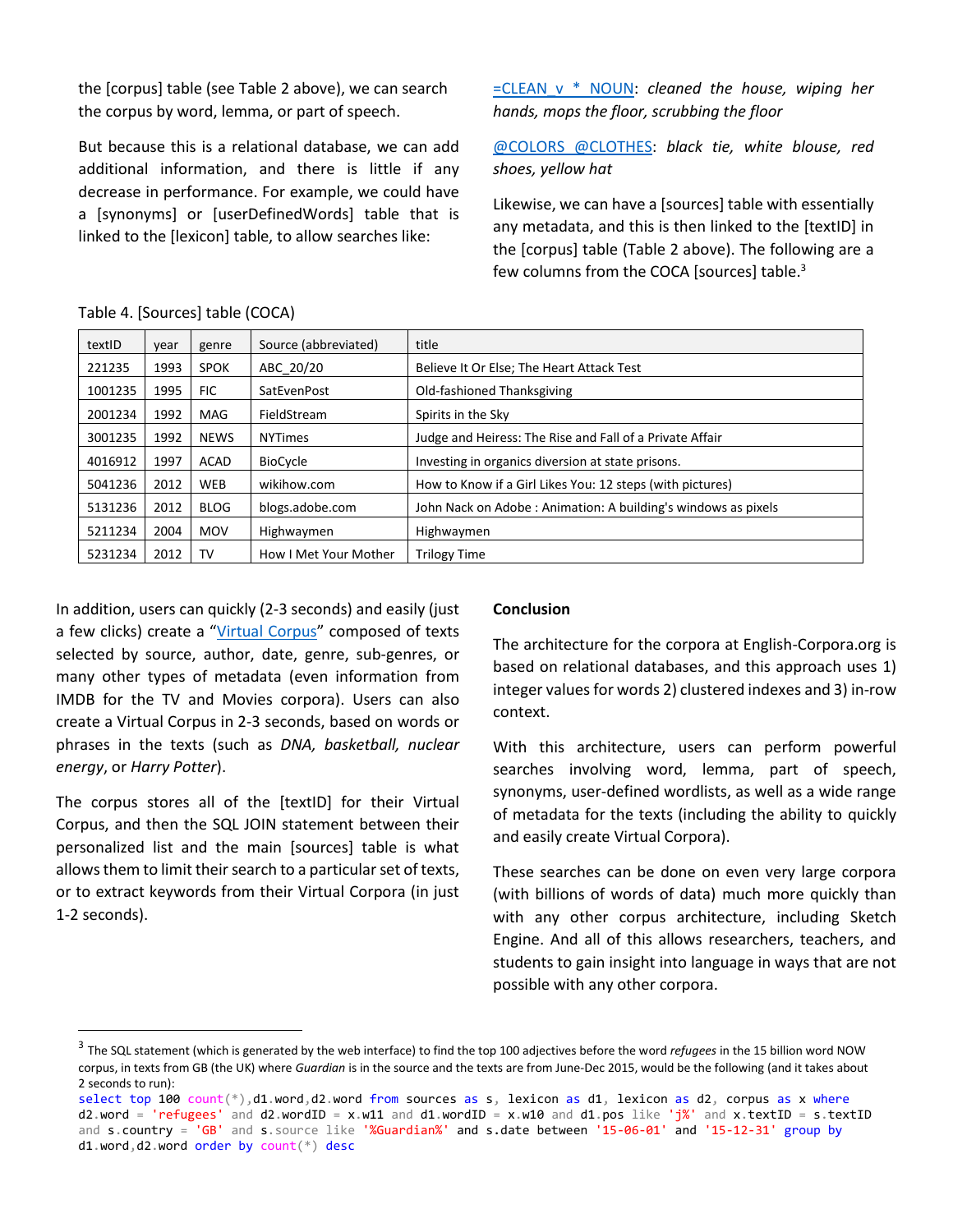the [corpus] table (see Table 2 above), we can search the corpus by word, lemma, or part of speech.

But because this is a relational database, we can add additional information, and there is little if any decrease in performance. For example, we could have a [synonyms] or [userDefinedWords] table that is linked to the [lexicon] table, to allow searches like:

=CLEAN_v * NOUN: *cleaned the house, wiping her hands, mops the floor, scrubbing the floor*

@COLORS @CLOTHES: *black tie, white blouse, red shoes, yellow hat*

Likewise, we can have a [sources] table with essentially any metadata, and this is then linked to the [textID] in the [corpus] table (Table 2 above). The following are a few columns from the COCA [sources] table.[3]

Table 4. [Sources] table (COCA)

| textID | year | genre | Source (abbreviated) | title |
|---|---|---|---|---|
| 221235 | 1993 | SPOK | ABC_20/20 | Believe It Or Else; The Heart Attack Test |
| 1001235 | 1995 | FIC | SatEvenPost | Old-fashioned Thanksgiving |
| 2001234 | 1992 | MAG | FieldStream | Spirits in the Sky |
| 3001235 | 1992 | NEWS | NYTimes | Judge and Heiress: The Rise and Fall of a Private Affair |
| 4016912 | 1997 | ACAD | BioCycle | Investing in organics diversion at state prisons. |
| 5041236 | 2012 | WEB | wikihow.com | How to Know if a Girl Likes You: 12 steps (with pictures) |
| 5131236 | 2012 | BLOG | blogs.adobe.com | John Nack on Adobe : Animation: A building's windows as pixels |
| 5211234 | 2004 | MOV | Highwaymen | Highwaymen |
| 5231234 | 2012 | TV | How I Met Your Mother | Trilogy Time |

In addition, users can quickly (2-3 seconds) and easily (just a few clicks) create a "Virtual Corpus" composed of texts selected by source, author, date, genre, sub-genres, or many other types of metadata (even information from IMDB for the TV and Movies corpora). Users can also create a Virtual Corpus in 2-3 seconds, based on words or phrases in the texts (such as *DNA, basketball, nuclear energy*, or *Harry Potter*).

The corpus stores all of the [textID] for their Virtual Corpus, and then the SQL JOIN statement between their personalized list and the main [sources] table is what allows them to limit their search to a particular set of texts, or to extract keywords from their Virtual Corpora (in just 1-2 seconds).

**Conclusion**

The architecture for the corpora at English-Corpora.org is based on relational databases, and this approach uses 1) integer values for words 2) clustered indexes and 3) in-row context.

With this architecture, users can perform powerful searches involving word, lemma, part of speech, synonyms, user-defined wordlists, as well as a wide range of metadata for the texts (including the ability to quickly and easily create Virtual Corpora).

These searches can be done on even very large corpora (with billions of words of data) much more quickly than with any other corpus architecture, including Sketch Engine. And all of this allows researchers, teachers, and students to gain insight into language in ways that are not possible with any other corpora.

[3] The SQL statement (which is generated by the web interface) to find the top 100 adjectives before the word *refugees* in the 15 billion word NOW corpus, in texts from GB (the UK) where *Guardian* is in the source and the texts are from June-Dec 2015, would be the following (and it takes about 2 seconds to run):

```
select top 100 count(*),d1.word,d2.word from sources as s, lexicon as d1, lexicon as d2, corpus as x where
d2.word = 'refugees' and d2.wordID = x.w11 and d1.wordID = x.w10 and d1.pos like 'j%' and x.textID = s.textID
and s.country = 'GB' and s.source like '%Guardian%' and s.date between '15-06-01' and '15-12-31' group by
d1.word,d2.word order by count(*) desc
```